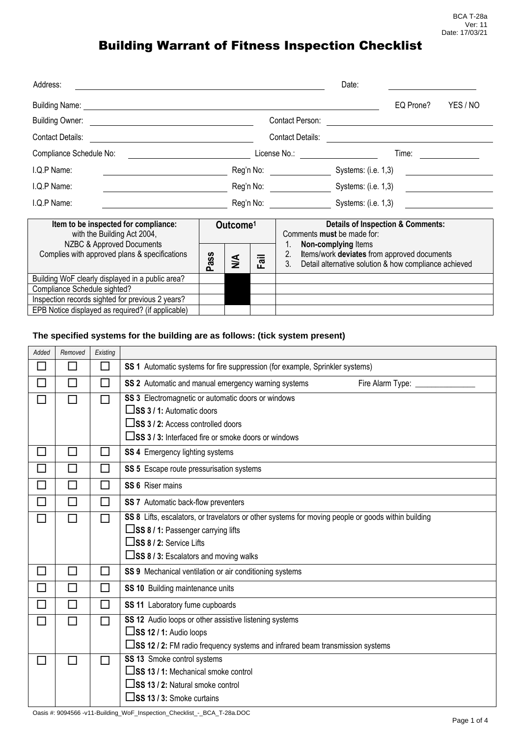BCA T-28a
Ver: 11
Date: 17/03/21

# Building Warrant of Fitness Inspection Checklist

Address: ______________________ Date: ______________

Building Name: ______________________ EQ Prone? YES / NO

Building Owner: ______________________ Contact Person: ______________________

Contact Details: ______________________ Contact Details: ______________________

Compliance Schedule No: ______________ License No.: ______________ Time: ______________

I.Q.P Name: ______________ Reg'n No: ______________ Systems: (i.e. 1,3) ______________

I.Q.P Name: ______________ Reg'n No: ______________ Systems: (i.e. 1,3) ______________

I.Q.P Name: ______________ Reg'n No: ______________ Systems: (i.e. 1,3) ______________

| **Item to be inspected for compliance:** with the Building Act 2004, NZBC & Approved Documents Complies with approved plans & specifications | **Outcome[1]** | | | **Details of Inspection & Comments:** Comments **must** be made for: 1. **Non-complying** Items 2. **I**tems/work **deviates** from approved documents 3. Detail alternative solution & how compliance achieved |
|---|---|---|---|---|
| | **Pass** | **N/A** | **Fail** | |
| Building WoF clearly displayed in a public area? | | ■ | | |
| Compliance Schedule sighted? | | ■ | | |
| Inspection records sighted for previous 2 years? | | ■ | | |
| EPB Notice displayed as required? (if applicable) | | | | |

### The specified systems for the building are as follows: (tick system present)

| *Added* | *Removed* | *Existing* | |
|---|---|---|---|
| ☐ | ☐ | ☐ | **SS 1** Automatic systems for fire suppression (for example, Sprinkler systems) |
| ☐ | ☐ | ☐ | **SS 2** Automatic and manual emergency warning systems Fire Alarm Type: ______________ |
| ☐ | ☐ | ☐ | **SS 3** Electromagnetic or automatic doors or windows<br>☐ **SS 3 / 1:** Automatic doors<br>☐ **SS 3 / 2:** Access controlled doors<br>☐ **SS 3 / 3:** Interfaced fire or smoke doors or windows |
| ☐ | ☐ | ☐ | **SS 4** Emergency lighting systems |
| ☐ | ☐ | ☐ | **SS 5** Escape route pressurisation systems |
| ☐ | ☐ | ☐ | **SS 6** Riser mains |
| ☐ | ☐ | ☐ | **SS 7** Automatic back-flow preventers |
| ☐ | ☐ | ☐ | **SS 8** Lifts, escalators, or travelators or other systems for moving people or goods within building<br>☐ **SS 8 / 1:** Passenger carrying lifts<br>☐ **SS 8 / 2:** Service Lifts<br>☐ **SS 8 / 3:** Escalators and moving walks |
| ☐ | ☐ | ☐ | **SS 9** Mechanical ventilation or air conditioning systems |
| ☐ | ☐ | ☐ | **SS 10** Building maintenance units |
| ☐ | ☐ | ☐ | **SS 11** Laboratory fume cupboards |
| ☐ | ☐ | ☐ | **SS 12** Audio loops or other assistive listening systems<br>☐ **SS 12 / 1:** Audio loops<br>☐ **SS 12 / 2:** FM radio frequency systems and infrared beam transmission systems |
| ☐ | ☐ | ☐ | **SS 13** Smoke control systems<br>☐ **SS 13 / 1:** Mechanical smoke control<br>☐ **SS 13 / 2:** Natural smoke control<br>☐ **SS 13 / 3:** Smoke curtains |

Oasis #: 9094566 -v11-Building_WoF_Inspection_Checklist_-_BCA_T-28a.DOC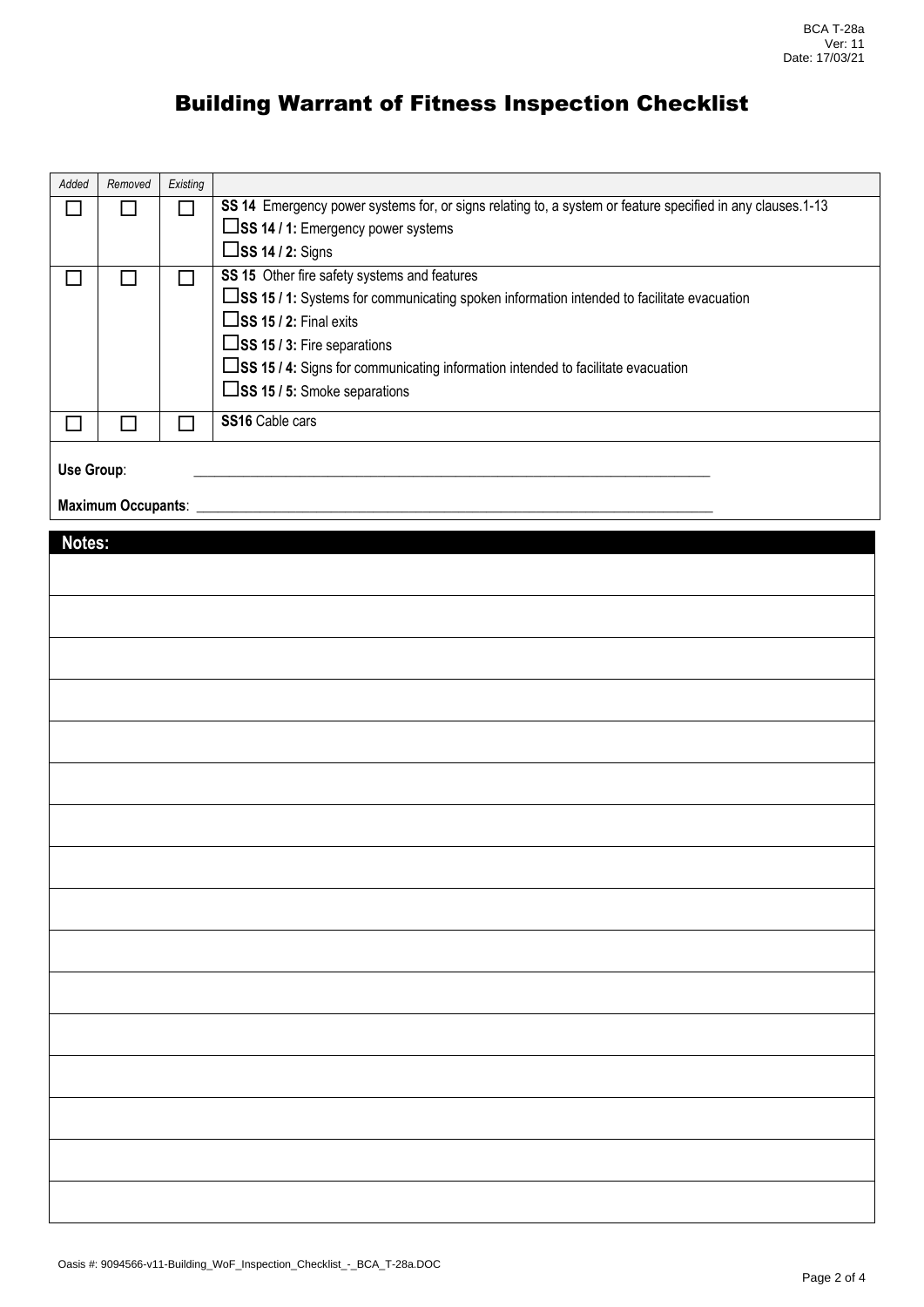# Building Warrant of Fitness Inspection Checklist

| Added | Removed | Existing | |
|---|---|---|---|
| ☐ | ☐ | ☐ | **SS 14** Emergency power systems for, or signs relating to, a system or feature specified in any clauses.1-13<br>☐**SS 14 / 1:** Emergency power systems<br>☐**SS 14 / 2:** Signs |
| ☐ | ☐ | ☐ | **SS 15** Other fire safety systems and features<br>☐**SS 15 / 1:** Systems for communicating spoken information intended to facilitate evacuation<br>☐**SS 15 / 2:** Final exits<br>☐**SS 15 / 3:** Fire separations<br>☐**SS 15 / 4:** Signs for communicating information intended to facilitate evacuation<br>☐**SS 15 / 5:** Smoke separations |
| ☐ | ☐ | ☐ | **SS16** Cable cars |

**Use Group**: ____________________________________________

**Maximum Occupants**: ____________________________________________

## Notes: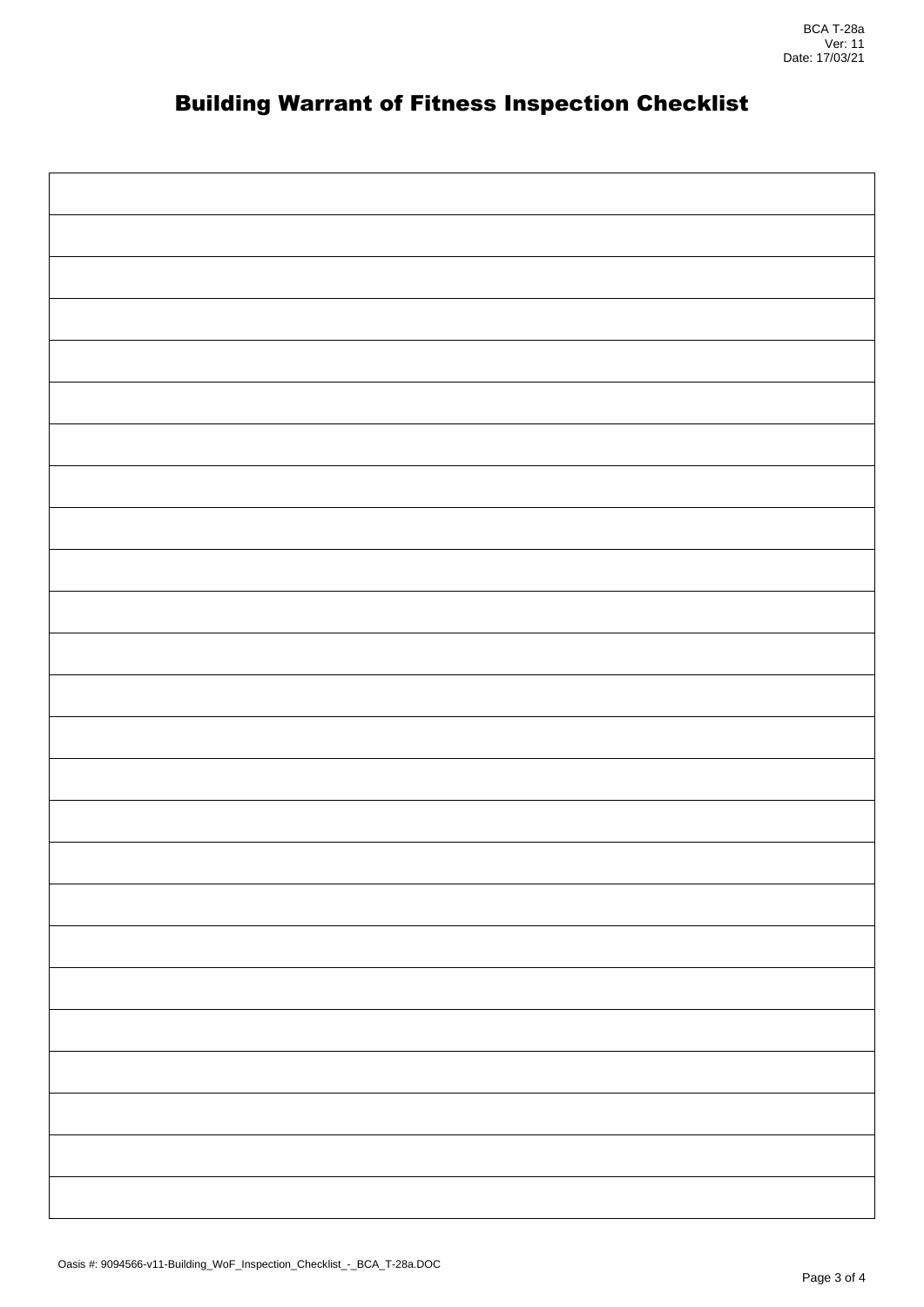# Building Warrant of Fitness Inspection Checklist

| |
|---|
| |
| |
| |
| |
| |
| |
| |
| |
| |
| |
| |
| |
| |
| |
| |
| |
| |
| |
| |
| |
| |
| |
| |
| |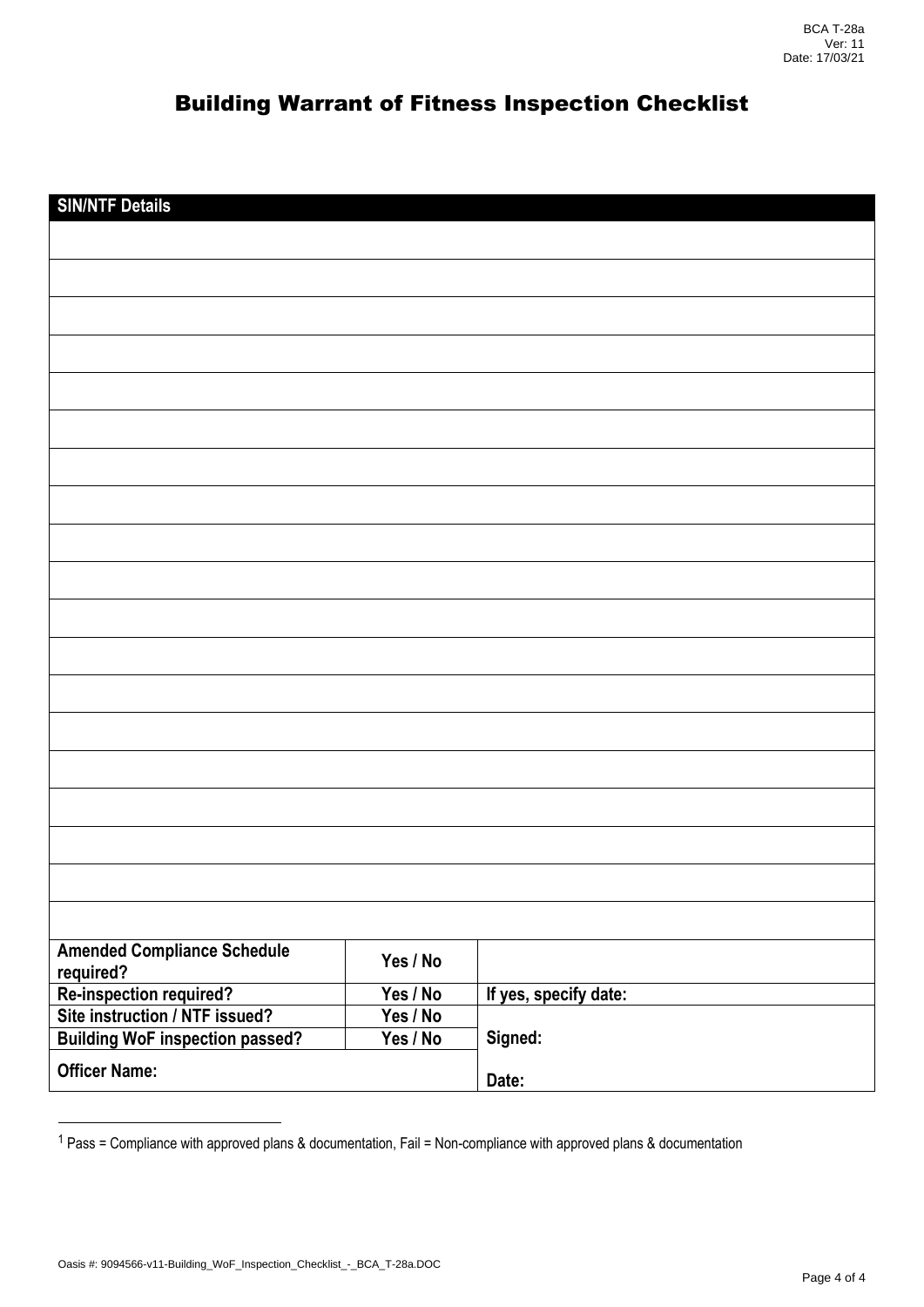# Building Warrant of Fitness Inspection Checklist

| SIN/NTF Details | | |
|---|---|---|
| | | |
| | | |
| | | |
| | | |
| | | |
| | | |
| | | |
| | | |
| | | |
| | | |
| | | |
| | | |
| | | |
| | | |
| | | |
| | | |
| | | |
| | | |
| | | |
| **Amended Compliance Schedule required?** | **Yes / No** | |
| **Re-inspection required?** | **Yes / No** | **If yes, specify date:** |
| **Site instruction / NTF issued?** | **Yes / No** | |
| **Building WoF inspection passed?** | **Yes / No** | **Signed:** |
| **Officer Name:** | | **Date:** |

[1] Pass = Compliance with approved plans & documentation, Fail = Non-compliance with approved plans & documentation

Oasis #: 9094566-v11-Building_WoF_Inspection_Checklist_-_BCA_T-28a.DOC